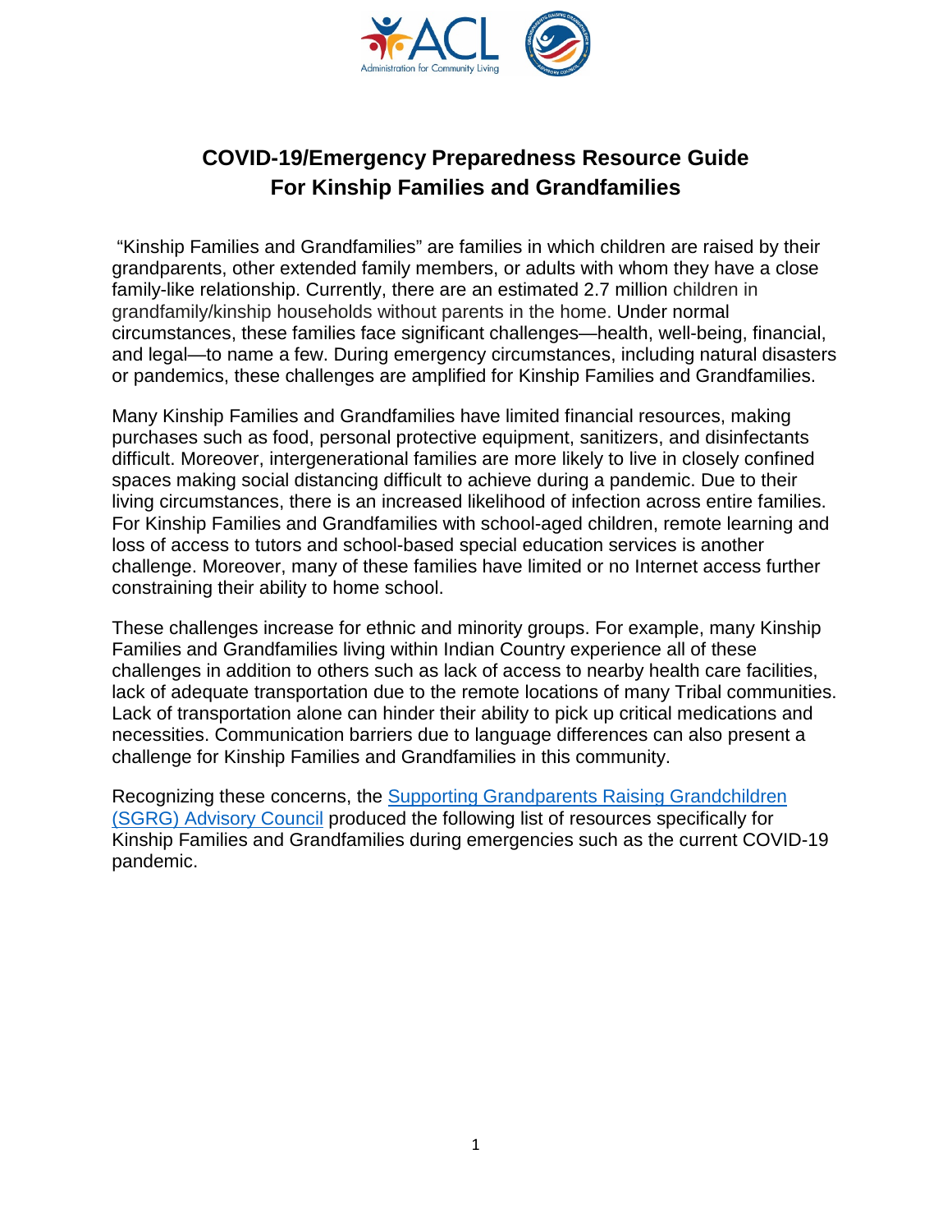# COVID-19/Emergency Preparedness Resource Guide For Kinship Families and Grandfamilies

"Kinship Families and Grandfamilies" are families in which children are raised by their grandparents, other extended family members, or adults with whom they have a close family-like relationship. Currently, there are an estimated 2.7 million children in grandfamily/kinship households without parents in the home. Under normal circumstances, these families face significant challenges—health, well-being, financial, and legal—to name a few. During emergency circumstances, including natural disasters or pandemics, these challenges are amplified for Kinship Families and Grandfamilies.

Many Kinship Families and Grandfamilies have limited financial resources, making purchases such as food, personal protective equipment, sanitizers, and disinfectants difficult. Moreover, intergenerational families are more likely to live in closely confined spaces making social distancing difficult to achieve during a pandemic. Due to their living circumstances, there is an increased likelihood of infection across entire families. For Kinship Families and Grandfamilies with school-aged children, remote learning and loss of access to tutors and school-based special education services is another challenge. Moreover, many of these families have limited or no Internet access further constraining their ability to home school.

These challenges increase for ethnic and minority groups. For example, many Kinship Families and Grandfamilies living within Indian Country experience all of these challenges in addition to others such as lack of access to nearby health care facilities, lack of adequate transportation due to the remote locations of many Tribal communities. Lack of transportation alone can hinder their ability to pick up critical medications and necessities. Communication barriers due to language differences can also present a challenge for Kinship Families and Grandfamilies in this community.

Recognizing these concerns, the Supporting Grandparents Raising Grandchildren (SGRG) Advisory Council produced the following list of resources specifically for Kinship Families and Grandfamilies during emergencies such as the current COVID-19 pandemic.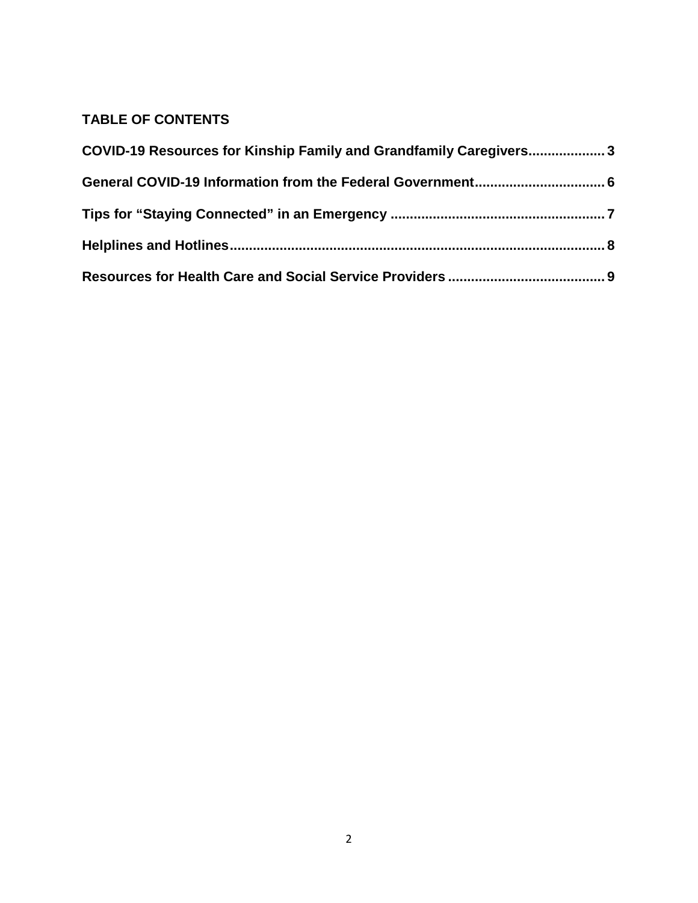## TABLE OF CONTENTS

**COVID-19 Resources for Kinship Family and Grandfamily Caregivers.................... 3**

**General COVID-19 Information from the Federal Government.................................. 6**

**Tips for "Staying Connected" in an Emergency ........................................................ 7**

**Helplines and Hotlines................................................................................................. 8**

**Resources for Health Care and Social Service Providers ......................................... 9**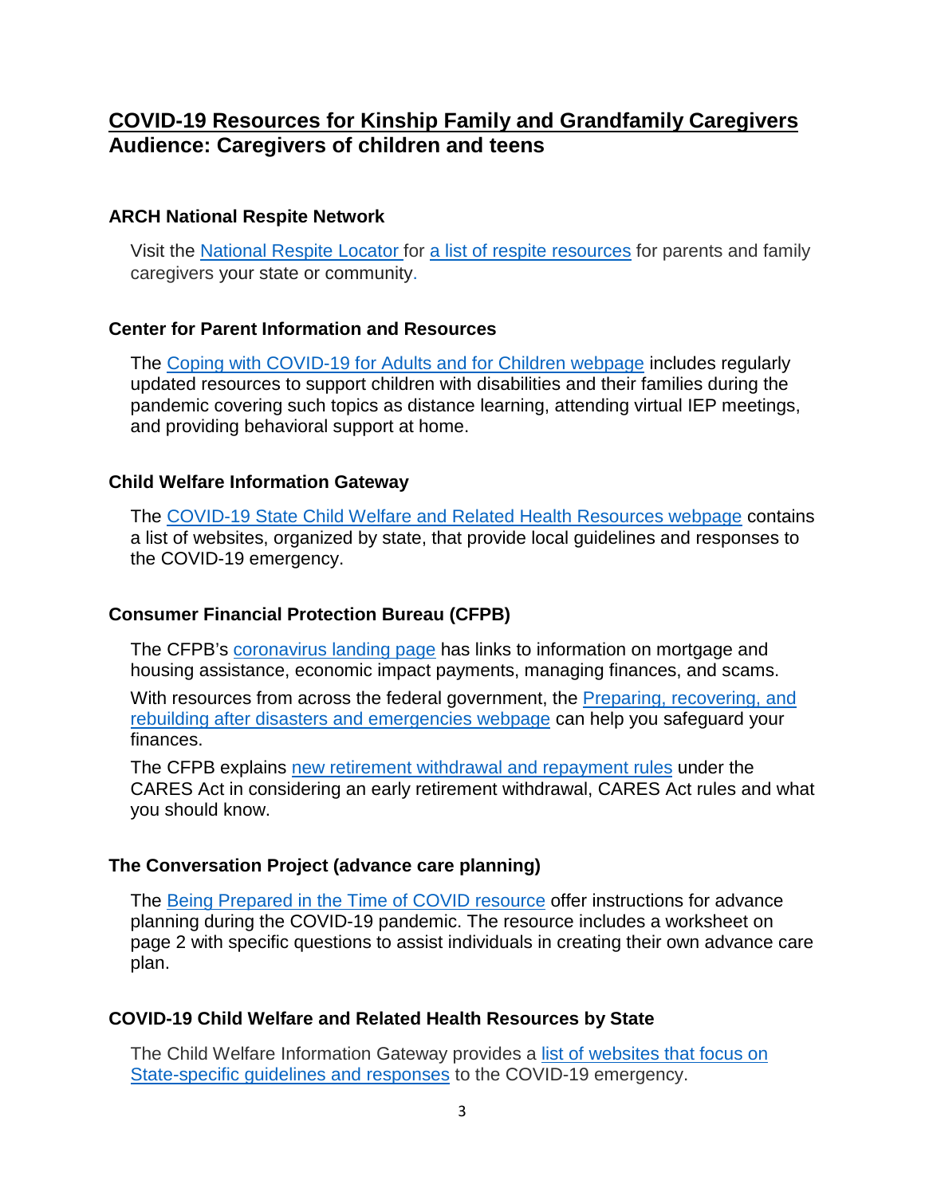## COVID-19 Resources for Kinship Family and Grandfamily Caregivers

## Audience: Caregivers of children and teens

### ARCH National Respite Network

Visit the National Respite Locator for a list of respite resources for parents and family caregivers your state or community.

### Center for Parent Information and Resources

The Coping with COVID-19 for Adults and for Children webpage includes regularly updated resources to support children with disabilities and their families during the pandemic covering such topics as distance learning, attending virtual IEP meetings, and providing behavioral support at home.

### Child Welfare Information Gateway

The COVID-19 State Child Welfare and Related Health Resources webpage contains a list of websites, organized by state, that provide local guidelines and responses to the COVID-19 emergency.

### Consumer Financial Protection Bureau (CFPB)

The CFPB's coronavirus landing page has links to information on mortgage and housing assistance, economic impact payments, managing finances, and scams.

With resources from across the federal government, the Preparing, recovering, and rebuilding after disasters and emergencies webpage can help you safeguard your finances.

The CFPB explains new retirement withdrawal and repayment rules under the CARES Act in considering an early retirement withdrawal, CARES Act rules and what you should know.

### The Conversation Project (advance care planning)

The Being Prepared in the Time of COVID resource offer instructions for advance planning during the COVID-19 pandemic. The resource includes a worksheet on page 2 with specific questions to assist individuals in creating their own advance care plan.

### COVID-19 Child Welfare and Related Health Resources by State

The Child Welfare Information Gateway provides a list of websites that focus on State-specific guidelines and responses to the COVID-19 emergency.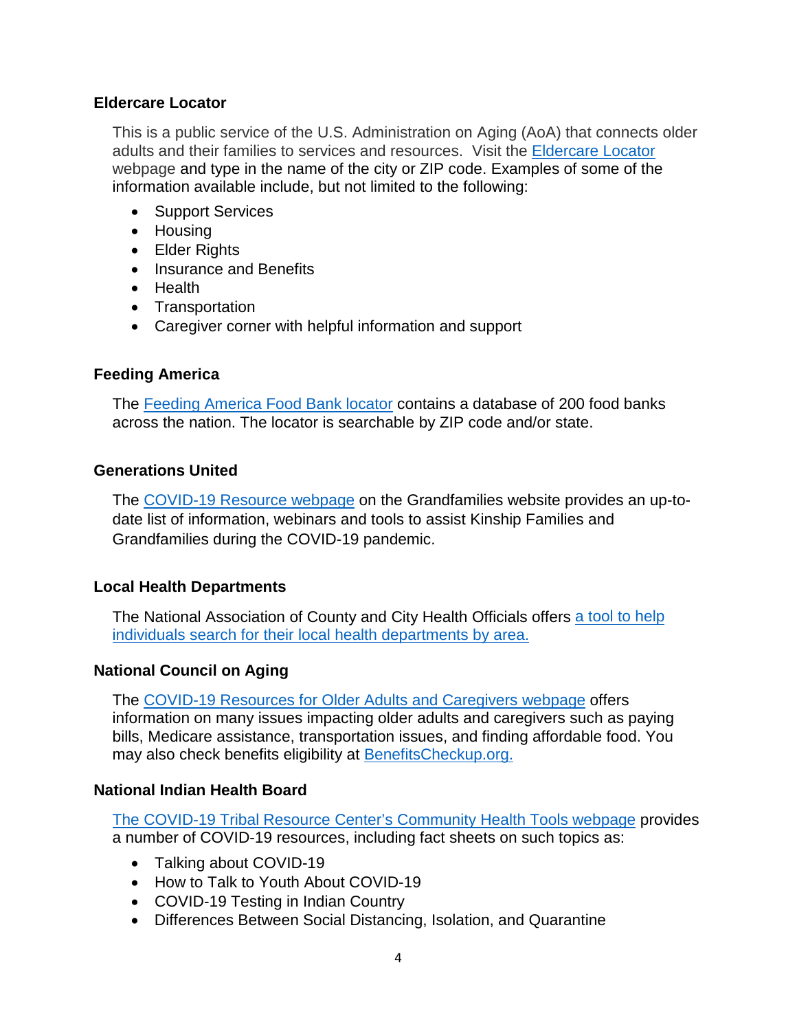### Eldercare Locator

This is a public service of the U.S. Administration on Aging (AoA) that connects older adults and their families to services and resources. Visit the Eldercare Locator webpage and type in the name of the city or ZIP code. Examples of some of the information available include, but not limited to the following:

- Support Services
- Housing
- Elder Rights
- Insurance and Benefits
- Health
- Transportation
- Caregiver corner with helpful information and support

### Feeding America

The Feeding America Food Bank locator contains a database of 200 food banks across the nation. The locator is searchable by ZIP code and/or state.

### Generations United

The COVID-19 Resource webpage on the Grandfamilies website provides an up-to-date list of information, webinars and tools to assist Kinship Families and Grandfamilies during the COVID-19 pandemic.

### Local Health Departments

The National Association of County and City Health Officials offers a tool to help individuals search for their local health departments by area.

### National Council on Aging

The COVID-19 Resources for Older Adults and Caregivers webpage offers information on many issues impacting older adults and caregivers such as paying bills, Medicare assistance, transportation issues, and finding affordable food. You may also check benefits eligibility at BenefitsCheckup.org.

### National Indian Health Board

The COVID-19 Tribal Resource Center's Community Health Tools webpage provides a number of COVID-19 resources, including fact sheets on such topics as:

- Talking about COVID-19
- How to Talk to Youth About COVID-19
- COVID-19 Testing in Indian Country
- Differences Between Social Distancing, Isolation, and Quarantine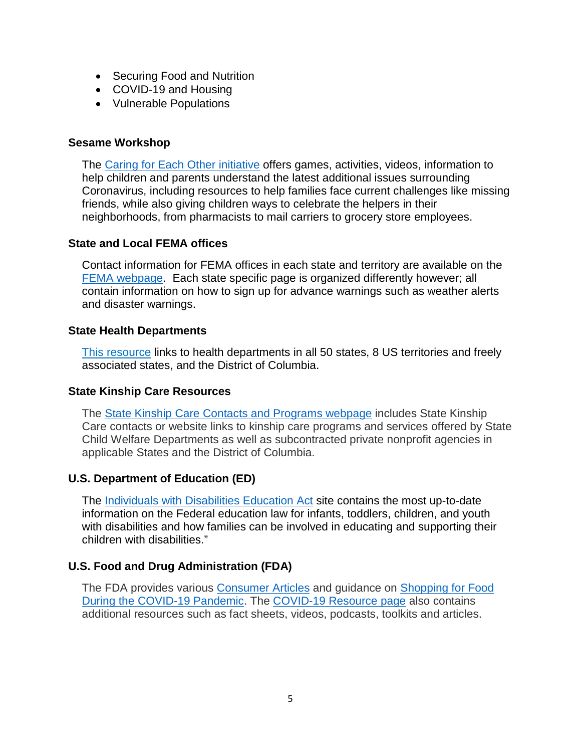- Securing Food and Nutrition
- COVID-19 and Housing
- Vulnerable Populations

### Sesame Workshop

The Caring for Each Other initiative offers games, activities, videos, information to help children and parents understand the latest additional issues surrounding Coronavirus, including resources to help families face current challenges like missing friends, while also giving children ways to celebrate the helpers in their neighborhoods, from pharmacists to mail carriers to grocery store employees.

### State and Local FEMA offices

Contact information for FEMA offices in each state and territory are available on the FEMA webpage. Each state specific page is organized differently however; all contain information on how to sign up for advance warnings such as weather alerts and disaster warnings.

### State Health Departments

This resource links to health departments in all 50 states, 8 US territories and freely associated states, and the District of Columbia.

### State Kinship Care Resources

The State Kinship Care Contacts and Programs webpage includes State Kinship Care contacts or website links to kinship care programs and services offered by State Child Welfare Departments as well as subcontracted private nonprofit agencies in applicable States and the District of Columbia.

### U.S. Department of Education (ED)

The Individuals with Disabilities Education Act site contains the most up-to-date information on the Federal education law for infants, toddlers, children, and youth with disabilities and how families can be involved in educating and supporting their children with disabilities."

### U.S. Food and Drug Administration (FDA)

The FDA provides various Consumer Articles and guidance on Shopping for Food During the COVID-19 Pandemic. The COVID-19 Resource page also contains additional resources such as fact sheets, videos, podcasts, toolkits and articles.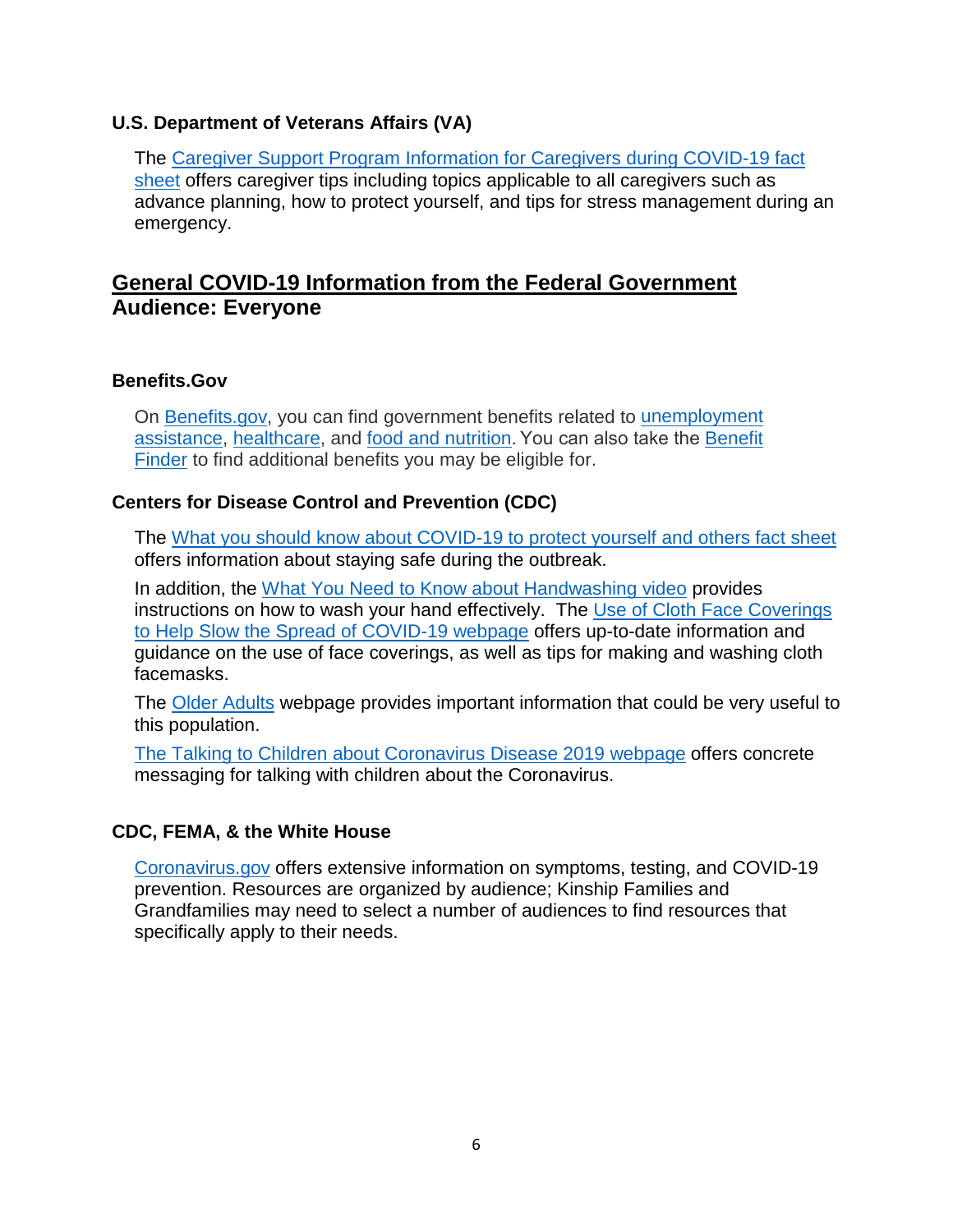### U.S. Department of Veterans Affairs (VA)

The Caregiver Support Program Information for Caregivers during COVID-19 fact sheet offers caregiver tips including topics applicable to all caregivers such as advance planning, how to protect yourself, and tips for stress management during an emergency.

## General COVID-19 Information from the Federal Government

## Audience: Everyone

### Benefits.Gov

On Benefits.gov, you can find government benefits related to unemployment assistance, healthcare, and food and nutrition. You can also take the Benefit Finder to find additional benefits you may be eligible for.

### Centers for Disease Control and Prevention (CDC)

The What you should know about COVID-19 to protect yourself and others fact sheet offers information about staying safe during the outbreak.

In addition, the What You Need to Know about Handwashing video provides instructions on how to wash your hand effectively. The Use of Cloth Face Coverings to Help Slow the Spread of COVID-19 webpage offers up-to-date information and guidance on the use of face coverings, as well as tips for making and washing cloth facemasks.

The Older Adults webpage provides important information that could be very useful to this population.

The Talking to Children about Coronavirus Disease 2019 webpage offers concrete messaging for talking with children about the Coronavirus.

### CDC, FEMA, & the White House

Coronavirus.gov offers extensive information on symptoms, testing, and COVID-19 prevention. Resources are organized by audience; Kinship Families and Grandfamilies may need to select a number of audiences to find resources that specifically apply to their needs.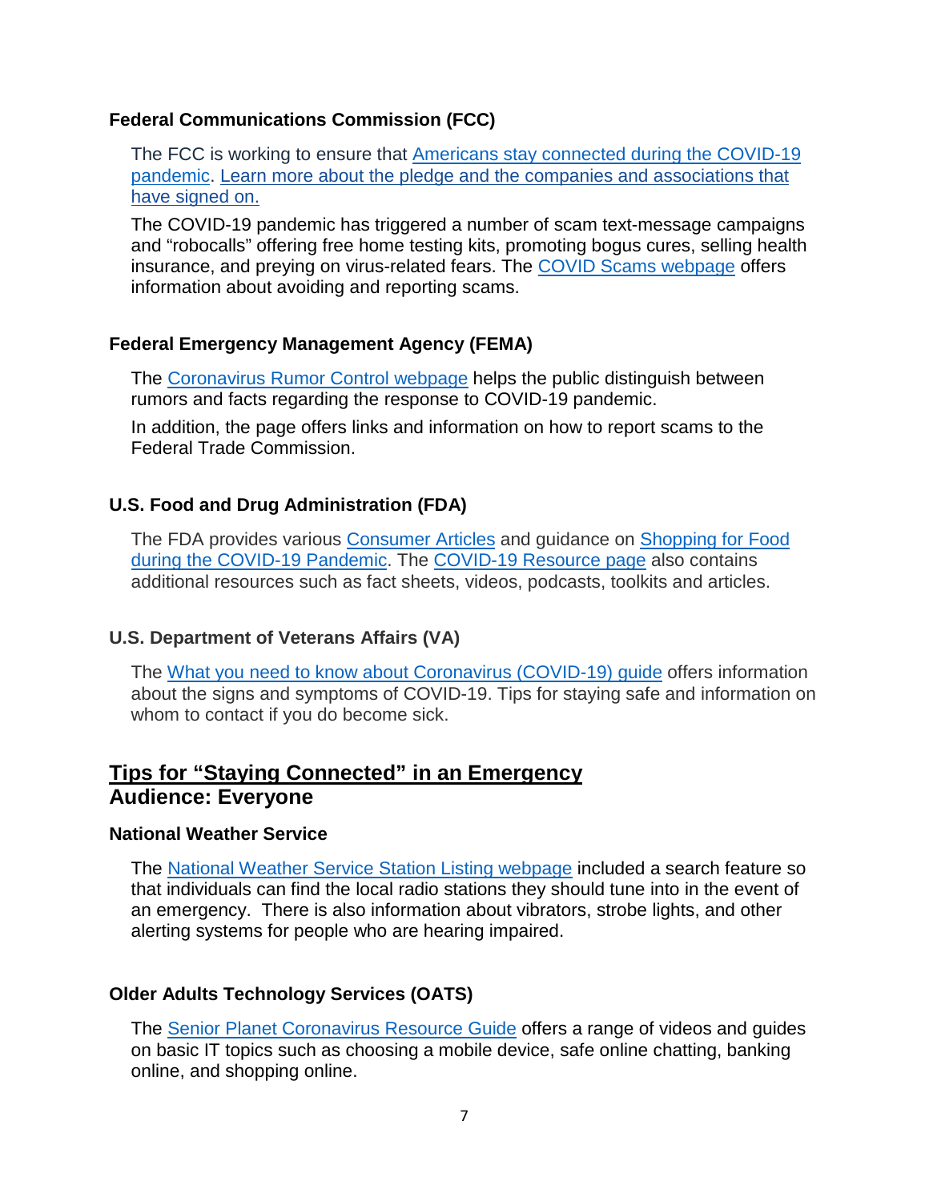### Federal Communications Commission (FCC)

The FCC is working to ensure that Americans stay connected during the COVID-19 pandemic. Learn more about the pledge and the companies and associations that have signed on.

The COVID-19 pandemic has triggered a number of scam text-message campaigns and "robocalls" offering free home testing kits, promoting bogus cures, selling health insurance, and preying on virus-related fears. The COVID Scams webpage offers information about avoiding and reporting scams.

### Federal Emergency Management Agency (FEMA)

The Coronavirus Rumor Control webpage helps the public distinguish between rumors and facts regarding the response to COVID-19 pandemic.

In addition, the page offers links and information on how to report scams to the Federal Trade Commission.

### U.S. Food and Drug Administration (FDA)

The FDA provides various Consumer Articles and guidance on Shopping for Food during the COVID-19 Pandemic. The COVID-19 Resource page also contains additional resources such as fact sheets, videos, podcasts, toolkits and articles.

### U.S. Department of Veterans Affairs (VA)

The What you need to know about Coronavirus (COVID-19) guide offers information about the signs and symptoms of COVID-19. Tips for staying safe and information on whom to contact if you do become sick.

## Tips for "Staying Connected" in an Emergency
## Audience: Everyone

### National Weather Service

The National Weather Service Station Listing webpage included a search feature so that individuals can find the local radio stations they should tune into in the event of an emergency. There is also information about vibrators, strobe lights, and other alerting systems for people who are hearing impaired.

### Older Adults Technology Services (OATS)

The Senior Planet Coronavirus Resource Guide offers a range of videos and guides on basic IT topics such as choosing a mobile device, safe online chatting, banking online, and shopping online.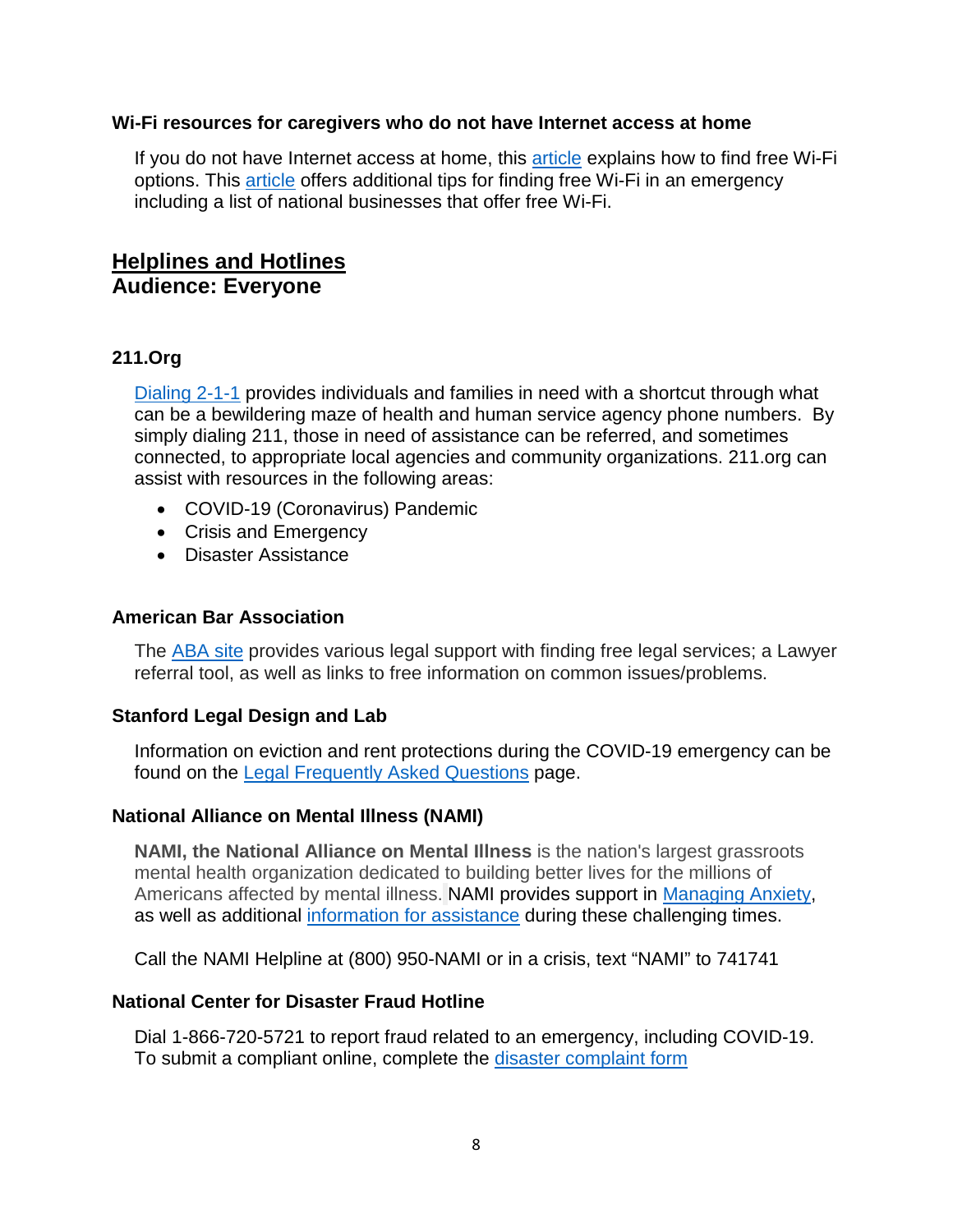### Wi-Fi resources for caregivers who do not have Internet access at home

If you do not have Internet access at home, this article explains how to find free Wi-Fi options. This article offers additional tips for finding free Wi-Fi in an emergency including a list of national businesses that offer free Wi-Fi.

## Helplines and Hotlines
## Audience: Everyone

### 211.Org

Dialing 2-1-1 provides individuals and families in need with a shortcut through what can be a bewildering maze of health and human service agency phone numbers. By simply dialing 211, those in need of assistance can be referred, and sometimes connected, to appropriate local agencies and community organizations. 211.org can assist with resources in the following areas:

- COVID-19 (Coronavirus) Pandemic
- Crisis and Emergency
- Disaster Assistance

### American Bar Association

The ABA site provides various legal support with finding free legal services; a Lawyer referral tool, as well as links to free information on common issues/problems.

### Stanford Legal Design and Lab

Information on eviction and rent protections during the COVID-19 emergency can be found on the Legal Frequently Asked Questions page.

### National Alliance on Mental Illness (NAMI)

**NAMI, the National Alliance on Mental Illness** is the nation's largest grassroots mental health organization dedicated to building better lives for the millions of Americans affected by mental illness. NAMI provides support in Managing Anxiety, as well as additional information for assistance during these challenging times.

Call the NAMI Helpline at (800) 950-NAMI or in a crisis, text "NAMI" to 741741

### National Center for Disaster Fraud Hotline

Dial 1-866-720-5721 to report fraud related to an emergency, including COVID-19. To submit a compliant online, complete the disaster complaint form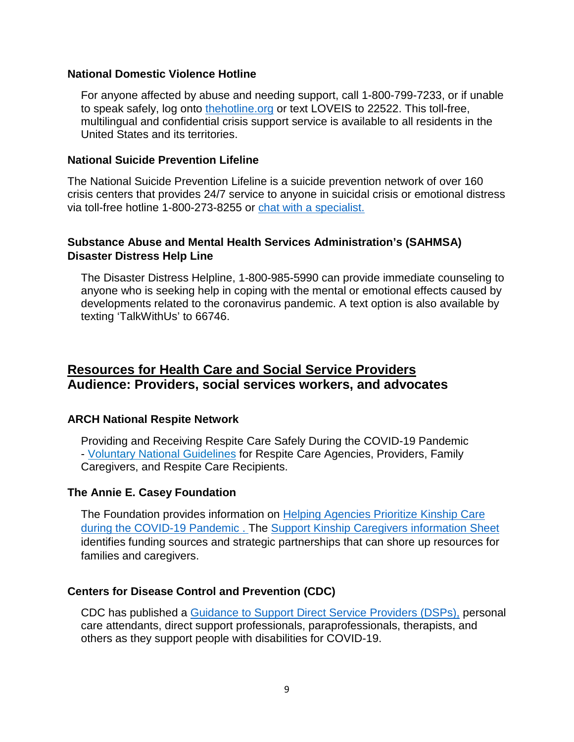### National Domestic Violence Hotline

For anyone affected by abuse and needing support, call 1-800-799-7233, or if unable to speak safely, log onto thehotline.org or text LOVEIS to 22522. This toll-free, multilingual and confidential crisis support service is available to all residents in the United States and its territories.

### National Suicide Prevention Lifeline

The National Suicide Prevention Lifeline is a suicide prevention network of over 160 crisis centers that provides 24/7 service to anyone in suicidal crisis or emotional distress via toll-free hotline 1-800-273-8255 or chat with a specialist.

### Substance Abuse and Mental Health Services Administration's (SAHMSA) Disaster Distress Help Line

The Disaster Distress Helpline, 1-800-985-5990 can provide immediate counseling to anyone who is seeking help in coping with the mental or emotional effects caused by developments related to the coronavirus pandemic. A text option is also available by texting 'TalkWithUs' to 66746.

## Resources for Health Care and Social Service Providers
## Audience: Providers, social services workers, and advocates

### ARCH National Respite Network

Providing and Receiving Respite Care Safely During the COVID-19 Pandemic - Voluntary National Guidelines for Respite Care Agencies, Providers, Family Caregivers, and Respite Care Recipients.

### The Annie E. Casey Foundation

The Foundation provides information on Helping Agencies Prioritize Kinship Care during the COVID-19 Pandemic . The Support Kinship Caregivers information Sheet identifies funding sources and strategic partnerships that can shore up resources for families and caregivers.

### Centers for Disease Control and Prevention (CDC)

CDC has published a Guidance to Support Direct Service Providers (DSPs), personal care attendants, direct support professionals, paraprofessionals, therapists, and others as they support people with disabilities for COVID-19.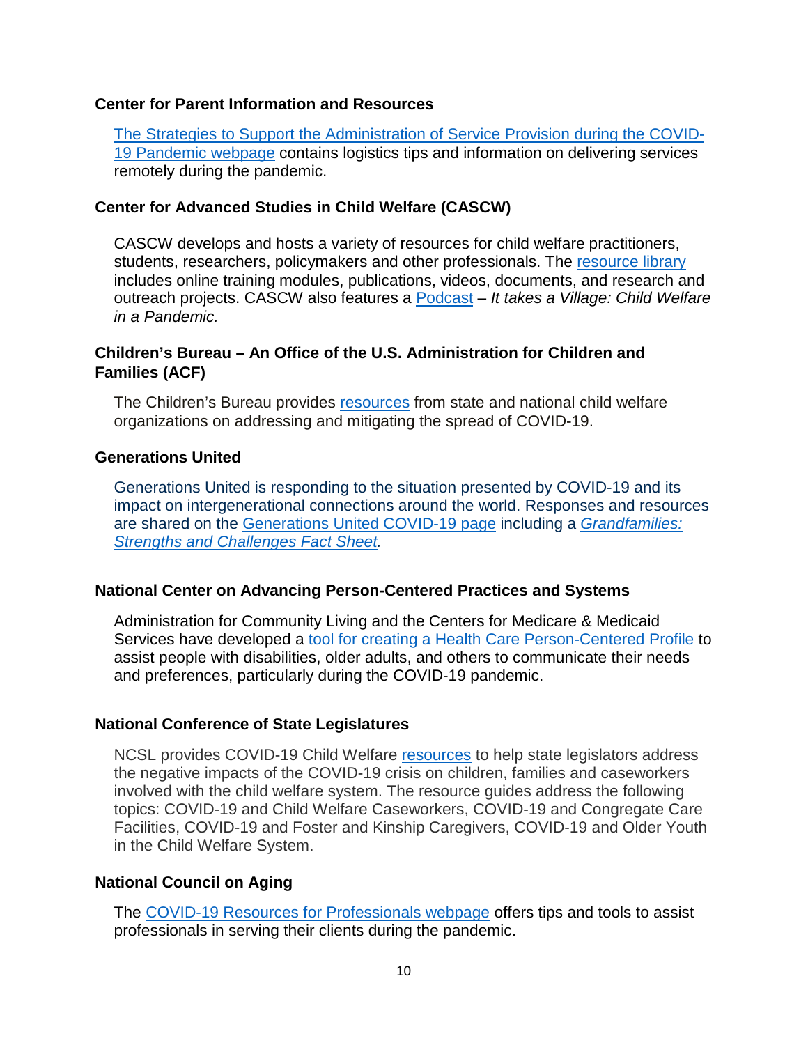### Center for Parent Information and Resources

The Strategies to Support the Administration of Service Provision during the COVID-19 Pandemic webpage contains logistics tips and information on delivering services remotely during the pandemic.

### Center for Advanced Studies in Child Welfare (CASCW)

CASCW develops and hosts a variety of resources for child welfare practitioners, students, researchers, policymakers and other professionals. The resource library includes online training modules, publications, videos, documents, and research and outreach projects. CASCW also features a Podcast – *It takes a Village: Child Welfare in a Pandemic.*

### Children's Bureau – An Office of the U.S. Administration for Children and Families (ACF)

The Children's Bureau provides resources from state and national child welfare organizations on addressing and mitigating the spread of COVID-19.

### Generations United

Generations United is responding to the situation presented by COVID-19 and its impact on intergenerational connections around the world. Responses and resources are shared on the Generations United COVID-19 page including a *Grandfamilies: Strengths and Challenges Fact Sheet.*

### National Center on Advancing Person-Centered Practices and Systems

Administration for Community Living and the Centers for Medicare & Medicaid Services have developed a tool for creating a Health Care Person-Centered Profile to assist people with disabilities, older adults, and others to communicate their needs and preferences, particularly during the COVID-19 pandemic.

### National Conference of State Legislatures

NCSL provides COVID-19 Child Welfare resources to help state legislators address the negative impacts of the COVID-19 crisis on children, families and caseworkers involved with the child welfare system. The resource guides address the following topics: COVID-19 and Child Welfare Caseworkers, COVID-19 and Congregate Care Facilities, COVID-19 and Foster and Kinship Caregivers, COVID-19 and Older Youth in the Child Welfare System.

### National Council on Aging

The COVID-19 Resources for Professionals webpage offers tips and tools to assist professionals in serving their clients during the pandemic.